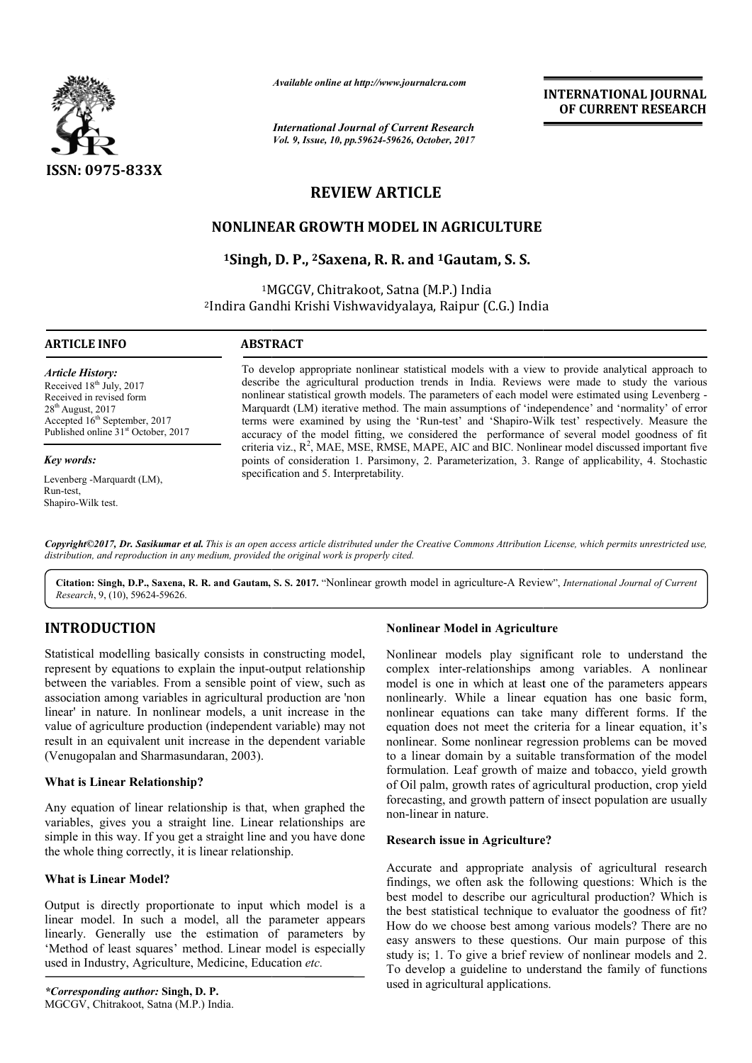*Available online at http://www.journalcra.com*

*International Journal of Current Research*
*Vol. 9, Issue, 10, pp.59624-59626, October, 2017*

**INTERNATIONAL JOURNAL OF CURRENT RESEARCH**

ISSN: 0975-833X

# REVIEW ARTICLE

# NONLINEAR GROWTH MODEL IN AGRICULTURE

**[1]Singh, D. P., [2]Saxena, R. R. and [1]Gautam, S. S.**

[1]MGCGV, Chitrakoot, Satna (M.P.) India
[2]Indira Gandhi Krishi Vishwavidyalaya, Raipur (C.G.) India

## ARTICLE INFO

*Article History:*
Received 18th July, 2017
Received in revised form
28th August, 2017
Accepted 16th September, 2017
Published online 31st October, 2017

*Key words:*
Levenberg -Marquardt (LM),
Run-test,
Shapiro-Wilk test.

## ABSTRACT

To develop appropriate nonlinear statistical models with a view to provide analytical approach to describe the agricultural production trends in India. Reviews were made to study the various nonlinear statistical growth models. The parameters of each model were estimated using Levenberg - Marquardt (LM) iterative method. The main assumptions of 'independence' and 'normality' of error terms were examined by using the 'Run-test' and 'Shapiro-Wilk test' respectively. Measure the accuracy of the model fitting, we considered the performance of several model goodness of fit criteria viz., $R^2$, MAE, MSE, RMSE, MAPE, AIC and BIC. Nonlinear model discussed important five points of consideration 1. Parsimony, 2. Parameterization, 3. Range of applicability, 4. Stochastic specification and 5. Interpretability.

*Copyright©2017, Dr. Sasikumar et al. This is an open access article distributed under the Creative Commons Attribution License, which permits unrestricted use, distribution, and reproduction in any medium, provided the original work is properly cited.*

**Citation: Singh, D.P., Saxena, R. R. and Gautam, S. S. 2017.** "Nonlinear growth model in agriculture-A Review", *International Journal of Current Research*, 9, (10), 59624-59626.

## INTRODUCTION

Statistical modelling basically consists in constructing model, represent by equations to explain the input-output relationship between the variables. From a sensible point of view, such as association among variables in agricultural production are 'non linear' in nature. In nonlinear models, a unit increase in the value of agriculture production (independent variable) may not result in an equivalent unit increase in the dependent variable (Venugopalan and Sharmasundaran, 2003).

### What is Linear Relationship?

Any equation of linear relationship is that, when graphed the variables, gives you a straight line. Linear relationships are simple in this way. If you get a straight line and you have done the whole thing correctly, it is linear relationship.

### What is Linear Model?

Output is directly proportionate to input which model is a linear model. In such a model, all the parameter appears linearly. Generally use the estimation of parameters by 'Method of least squares' method. Linear model is especially used in Industry, Agriculture, Medicine, Education *etc.*

### Nonlinear Model in Agriculture

Nonlinear models play significant role to understand the complex inter-relationships among variables. A nonlinear model is one in which at least one of the parameters appears nonlinearly. While a linear equation has one basic form, nonlinear equations can take many different forms. If the equation does not meet the criteria for a linear equation, it's nonlinear. Some nonlinear regression problems can be moved to a linear domain by a suitable transformation of the model formulation. Leaf growth of maize and tobacco, yield growth of Oil palm, growth rates of agricultural production, crop yield forecasting, and growth pattern of insect population are usually non-linear in nature.

### Research issue in Agriculture?

Accurate and appropriate analysis of agricultural research findings, we often ask the following questions: Which is the best model to describe our agricultural production? Which is the best statistical technique to evaluator the goodness of fit? How do we choose best among various models? There are no easy answers to these questions. Our main purpose of this study is; 1. To give a brief review of nonlinear models and 2. To develop a guideline to understand the family of functions used in agricultural applications.

**\*Corresponding author: Singh, D. P.**
MGCGV, Chitrakoot, Satna (M.P.) India.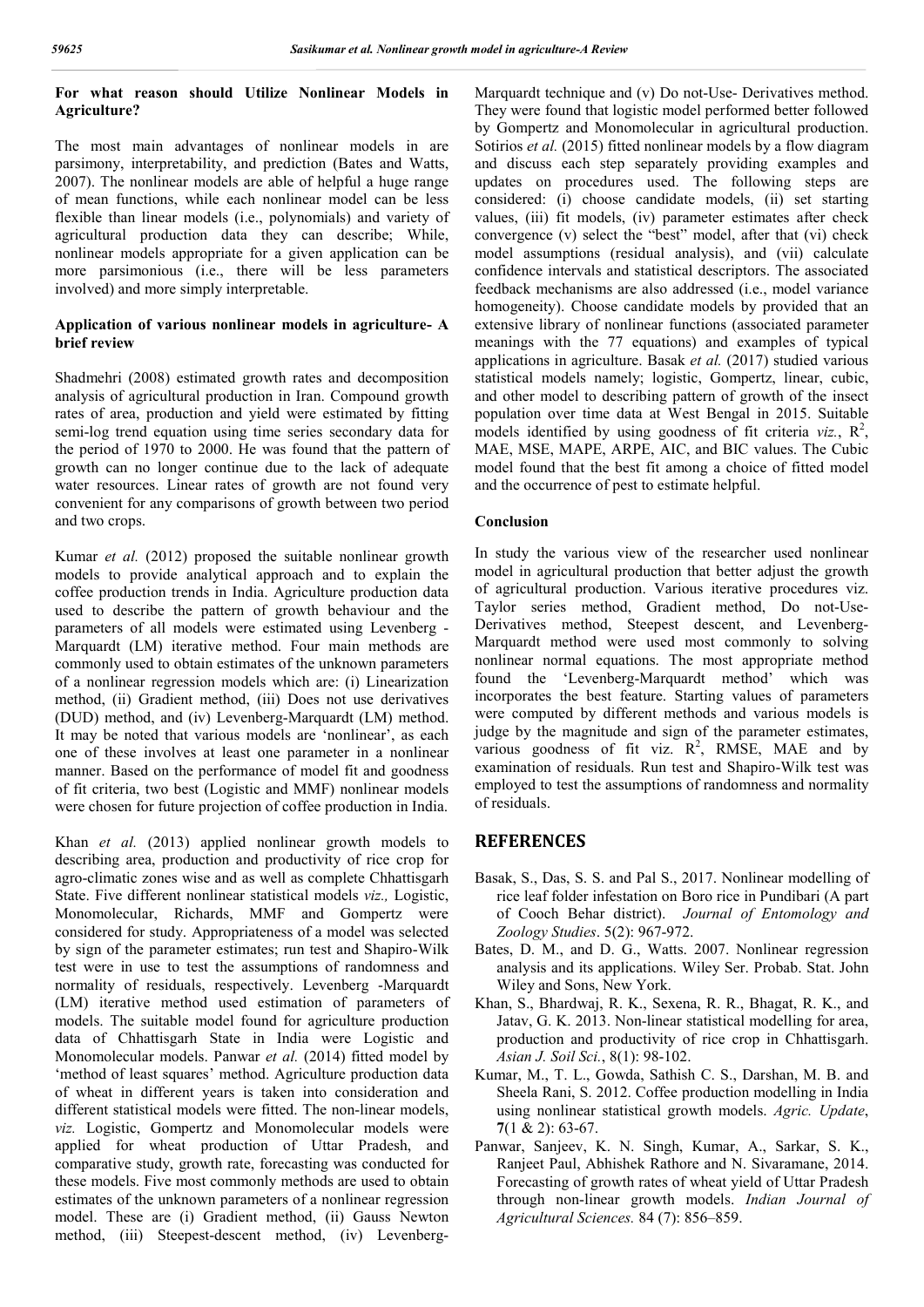### For what reason should Utilize Nonlinear Models in Agriculture?

The most main advantages of nonlinear models in are parsimony, interpretability, and prediction (Bates and Watts, 2007). The nonlinear models are able of helpful a huge range of mean functions, while each nonlinear model can be less flexible than linear models (i.e., polynomials) and variety of agricultural production data they can describe; While, nonlinear models appropriate for a given application can be more parsimonious (i.e., there will be less parameters involved) and more simply interpretable.

### Application of various nonlinear models in agriculture- A brief review

Shadmehri (2008) estimated growth rates and decomposition analysis of agricultural production in Iran. Compound growth rates of area, production and yield were estimated by fitting semi-log trend equation using time series secondary data for the period of 1970 to 2000. He was found that the pattern of growth can no longer continue due to the lack of adequate water resources. Linear rates of growth are not found very convenient for any comparisons of growth between two period and two crops.

Kumar *et al.* (2012) proposed the suitable nonlinear growth models to provide analytical approach and to explain the coffee production trends in India. Agriculture production data used to describe the pattern of growth behaviour and the parameters of all models were estimated using Levenberg - Marquardt (LM) iterative method. Four main methods are commonly used to obtain estimates of the unknown parameters of a nonlinear regression models which are: (i) Linearization method, (ii) Gradient method, (iii) Does not use derivatives (DUD) method, and (iv) Levenberg-Marquardt (LM) method. It may be noted that various models are 'nonlinear', as each one of these involves at least one parameter in a nonlinear manner. Based on the performance of model fit and goodness of fit criteria, two best (Logistic and MMF) nonlinear models were chosen for future projection of coffee production in India.

Khan *et al.* (2013) applied nonlinear growth models to describing area, production and productivity of rice crop for agro-climatic zones wise and as well as complete Chhattisgarh State. Five different nonlinear statistical models *viz.,* Logistic, Monomolecular, Richards, MMF and Gompertz were considered for study. Appropriateness of a model was selected by sign of the parameter estimates; run test and Shapiro-Wilk test were in use to test the assumptions of randomness and normality of residuals, respectively. Levenberg -Marquardt (LM) iterative method used estimation of parameters of models. The suitable model found for agriculture production data of Chhattisgarh State in India were Logistic and Monomolecular models. Panwar *et al.* (2014) fitted model by 'method of least squares' method. Agriculture production data of wheat in different years is taken into consideration and different statistical models were fitted. The non-linear models, *viz.* Logistic, Gompertz and Monomolecular models were applied for wheat production of Uttar Pradesh, and comparative study, growth rate, forecasting was conducted for these models. Five most commonly methods are used to obtain estimates of the unknown parameters of a nonlinear regression model. These are (i) Gradient method, (ii) Gauss Newton method, (iii) Steepest-descent method, (iv) Levenberg-Marquardt technique and (v) Do not-Use- Derivatives method. They were found that logistic model performed better followed by Gompertz and Monomolecular in agricultural production. Sotirios *et al.* (2015) fitted nonlinear models by a flow diagram and discuss each step separately providing examples and updates on procedures used. The following steps are considered: (i) choose candidate models, (ii) set starting values, (iii) fit models, (iv) parameter estimates after check convergence (v) select the "best" model, after that (vi) check model assumptions (residual analysis), and (vii) calculate confidence intervals and statistical descriptors. The associated feedback mechanisms are also addressed (i.e., model variance homogeneity). Choose candidate models by provided that an extensive library of nonlinear functions (associated parameter meanings with the 77 equations) and examples of typical applications in agriculture. Basak *et al.* (2017) studied various statistical models namely; logistic, Gompertz, linear, cubic, and other model to describing pattern of growth of the insect population over time data at West Bengal in 2015. Suitable models identified by using goodness of fit criteria *viz.*, $R^2$, MAE, MSE, MAPE, ARPE, AIC, and BIC values. The Cubic model found that the best fit among a choice of fitted model and the occurrence of pest to estimate helpful.

### Conclusion

In study the various view of the researcher used nonlinear model in agricultural production that better adjust the growth of agricultural production. Various iterative procedures viz. Taylor series method, Gradient method, Do not-Use-Derivatives method, Steepest descent, and Levenberg-Marquardt method were used most commonly to solving nonlinear normal equations. The most appropriate method found the 'Levenberg-Marquardt method' which was incorporates the best feature. Starting values of parameters were computed by different methods and various models is judge by the magnitude and sign of the parameter estimates, various goodness of fit viz. $R^2$, RMSE, MAE and by examination of residuals. Run test and Shapiro-Wilk test was employed to test the assumptions of randomness and normality of residuals.

## REFERENCES

- Basak, S., Das, S. S. and Pal S., 2017. Nonlinear modelling of rice leaf folder infestation on Boro rice in Pundibari (A part of Cooch Behar district). *Journal of Entomology and Zoology Studies*. 5(2): 967-972.
- Bates, D. M., and D. G., Watts. 2007. Nonlinear regression analysis and its applications. Wiley Ser. Probab. Stat. John Wiley and Sons, New York.
- Khan, S., Bhardwaj, R. K., Sexena, R. R., Bhagat, R. K., and Jatav, G. K. 2013. Non-linear statistical modelling for area, production and productivity of rice crop in Chhattisgarh. *Asian J. Soil Sci.*, 8(1): 98-102.
- Kumar, M., T. L., Gowda, Sathish C. S., Darshan, M. B. and Sheela Rani, S. 2012. Coffee production modelling in India using nonlinear statistical growth models. *Agric. Update*, **7**(1 & 2): 63-67.
- Panwar, Sanjeev, K. N. Singh, Kumar, A., Sarkar, S. K., Ranjeet Paul, Abhishek Rathore and N. Sivaramane, 2014. Forecasting of growth rates of wheat yield of Uttar Pradesh through non-linear growth models. *Indian Journal of Agricultural Sciences.* 84 (7): 856–859.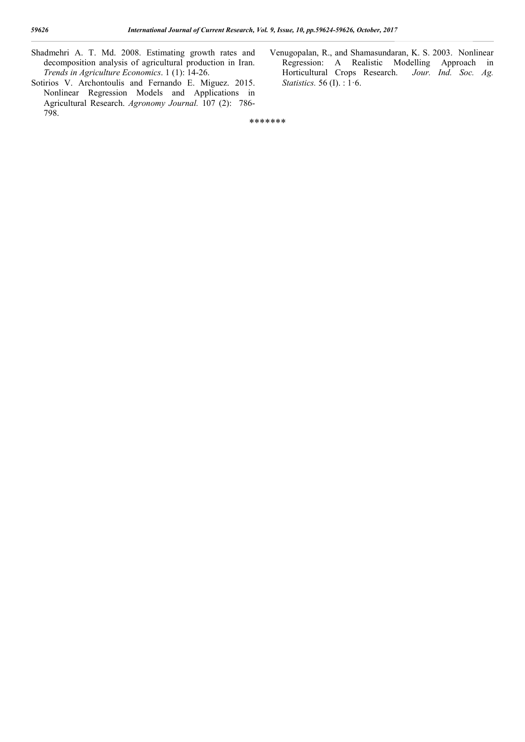Shadmehri A. T. Md. 2008. Estimating growth rates and decomposition analysis of agricultural production in Iran. *Trends in Agriculture Economics*. 1 (1): 14-26.

Sotirios V. Archontoulis and Fernando E. Miguez. 2015. Nonlinear Regression Models and Applications in Agricultural Research. *Agronomy Journal.* 107 (2): 786-798.

Venugopalan, R., and Shamasundaran, K. S. 2003. Nonlinear Regression: A Realistic Modelling Approach in Horticultural Crops Research. *Jour. Ind. Soc. Ag. Statistics.* 56 (I). : 1·6.

*******